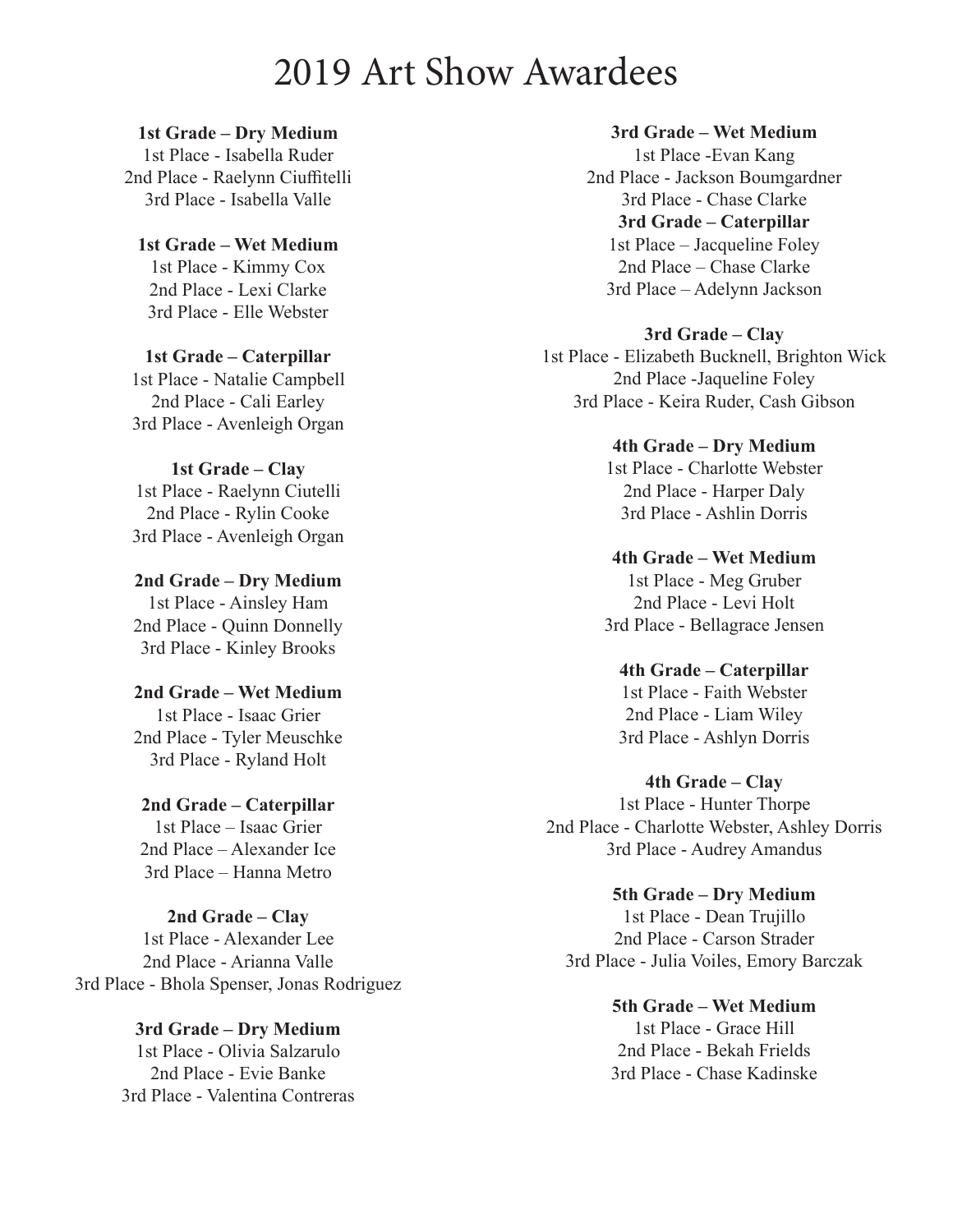# 2019 Art Show Awardees

**1st Grade – Dry Medium**
1st Place - Isabella Ruder
2nd Place - Raelynn Ciuffitelli
3rd Place - Isabella Valle

**1st Grade – Wet Medium**
1st Place - Kimmy Cox
2nd Place - Lexi Clarke
3rd Place - Elle Webster

**1st Grade – Caterpillar**
1st Place - Natalie Campbell
2nd Place - Cali Earley
3rd Place - Avenleigh Organ

**1st Grade – Clay**
1st Place - Raelynn Ciutelli
2nd Place - Rylin Cooke
3rd Place - Avenleigh Organ

**2nd Grade – Dry Medium**
1st Place - Ainsley Ham
2nd Place - Quinn Donnelly
3rd Place - Kinley Brooks

**2nd Grade – Wet Medium**
1st Place - Isaac Grier
2nd Place - Tyler Meuschke
3rd Place - Ryland Holt

**2nd Grade – Caterpillar**
1st Place – Isaac Grier
2nd Place – Alexander Ice
3rd Place – Hanna Metro

**2nd Grade – Clay**
1st Place - Alexander Lee
2nd Place - Arianna Valle
3rd Place - Bhola Spenser, Jonas Rodriguez

**3rd Grade – Dry Medium**
1st Place - Olivia Salzarulo
2nd Place - Evie Banke
3rd Place - Valentina Contreras

**3rd Grade – Wet Medium**
1st Place -Evan Kang
2nd Place - Jackson Boumgardner
3rd Place - Chase Clarke

**3rd Grade – Caterpillar**
1st Place – Jacqueline Foley
2nd Place – Chase Clarke
3rd Place – Adelynn Jackson

**3rd Grade – Clay**
1st Place - Elizabeth Bucknell, Brighton Wick
2nd Place -Jaqueline Foley
3rd Place - Keira Ruder, Cash Gibson

**4th Grade – Dry Medium**
1st Place - Charlotte Webster
2nd Place - Harper Daly
3rd Place - Ashlin Dorris

**4th Grade – Wet Medium**
1st Place - Meg Gruber
2nd Place - Levi Holt
3rd Place - Bellagrace Jensen

**4th Grade – Caterpillar**
1st Place - Faith Webster
2nd Place - Liam Wiley
3rd Place - Ashlyn Dorris

**4th Grade – Clay**
1st Place - Hunter Thorpe
2nd Place - Charlotte Webster, Ashley Dorris
3rd Place - Audrey Amandus

**5th Grade – Dry Medium**
1st Place - Dean Trujillo
2nd Place - Carson Strader
3rd Place - Julia Voiles, Emory Barczak

**5th Grade – Wet Medium**
1st Place - Grace Hill
2nd Place - Bekah Frields
3rd Place - Chase Kadinske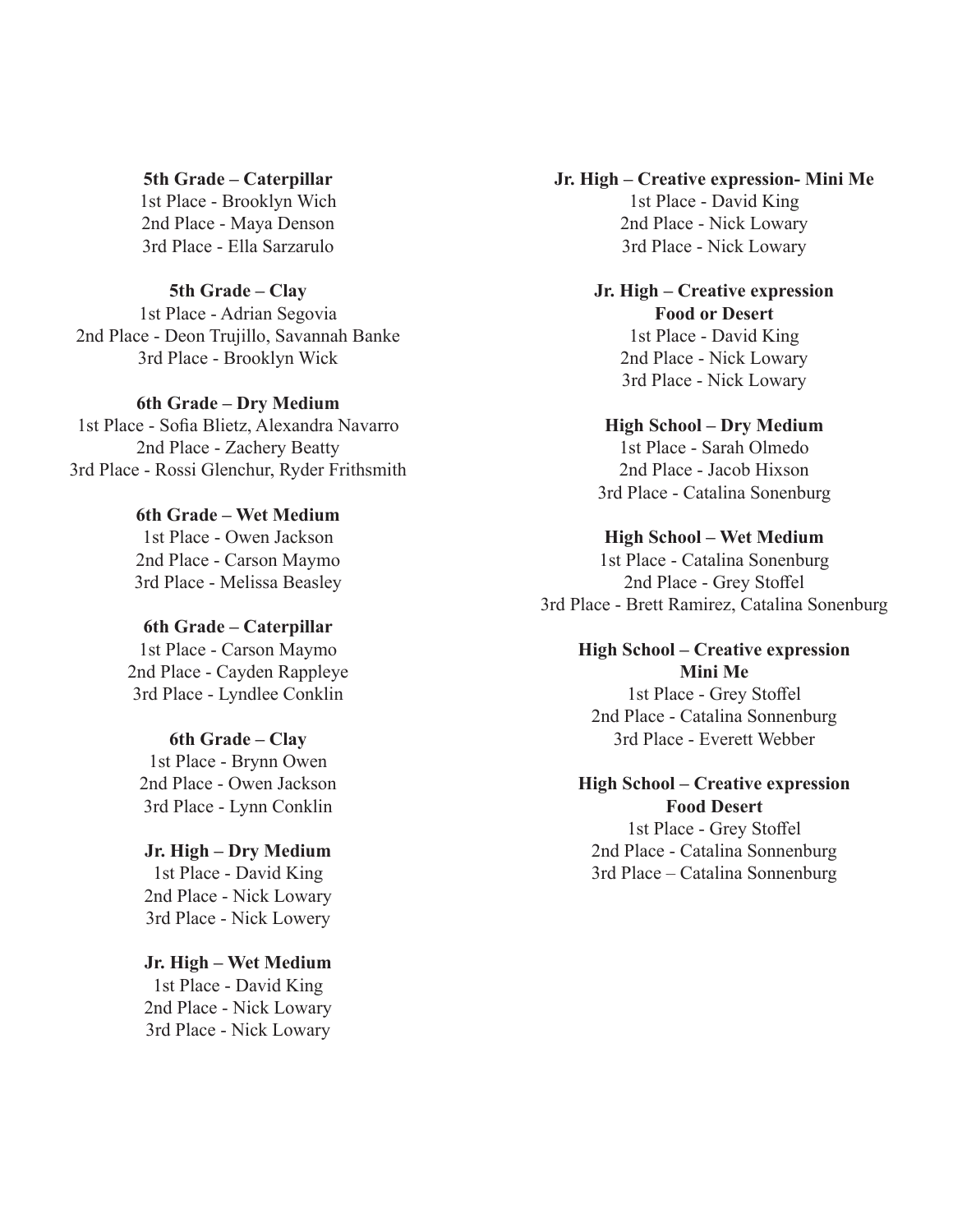**5th Grade – Caterpillar**

1st Place - Brooklyn Wich
2nd Place - Maya Denson
3rd Place - Ella Sarzarulo

**5th Grade – Clay**

1st Place - Adrian Segovia
2nd Place - Deon Trujillo, Savannah Banke
3rd Place - Brooklyn Wick

**6th Grade – Dry Medium**

1st Place - Sofia Blietz, Alexandra Navarro
2nd Place - Zachery Beatty
3rd Place - Rossi Glenchur, Ryder Frithsmith

**6th Grade – Wet Medium**

1st Place - Owen Jackson
2nd Place - Carson Maymo
3rd Place - Melissa Beasley

**6th Grade – Caterpillar**

1st Place - Carson Maymo
2nd Place - Cayden Rappleye
3rd Place - Lyndlee Conklin

**6th Grade – Clay**

1st Place - Brynn Owen
2nd Place - Owen Jackson
3rd Place - Lynn Conklin

**Jr. High – Dry Medium**

1st Place - David King
2nd Place - Nick Lowary
3rd Place - Nick Lowery

**Jr. High – Wet Medium**

1st Place - David King
2nd Place - Nick Lowary
3rd Place - Nick Lowary

**Jr. High – Creative expression- Mini Me**

1st Place - David King
2nd Place - Nick Lowary
3rd Place - Nick Lowary

**Jr. High – Creative expression Food or Desert**

1st Place - David King
2nd Place - Nick Lowary
3rd Place - Nick Lowary

**High School – Dry Medium**

1st Place - Sarah Olmedo
2nd Place - Jacob Hixson
3rd Place - Catalina Sonenburg

**High School – Wet Medium**

1st Place - Catalina Sonenburg
2nd Place - Grey Stoffel
3rd Place - Brett Ramirez, Catalina Sonenburg

**High School – Creative expression Mini Me**

1st Place - Grey Stoffel
2nd Place - Catalina Sonnenburg
3rd Place - Everett Webber

**High School – Creative expression Food Desert**

1st Place - Grey Stoffel
2nd Place - Catalina Sonnenburg
3rd Place – Catalina Sonnenburg